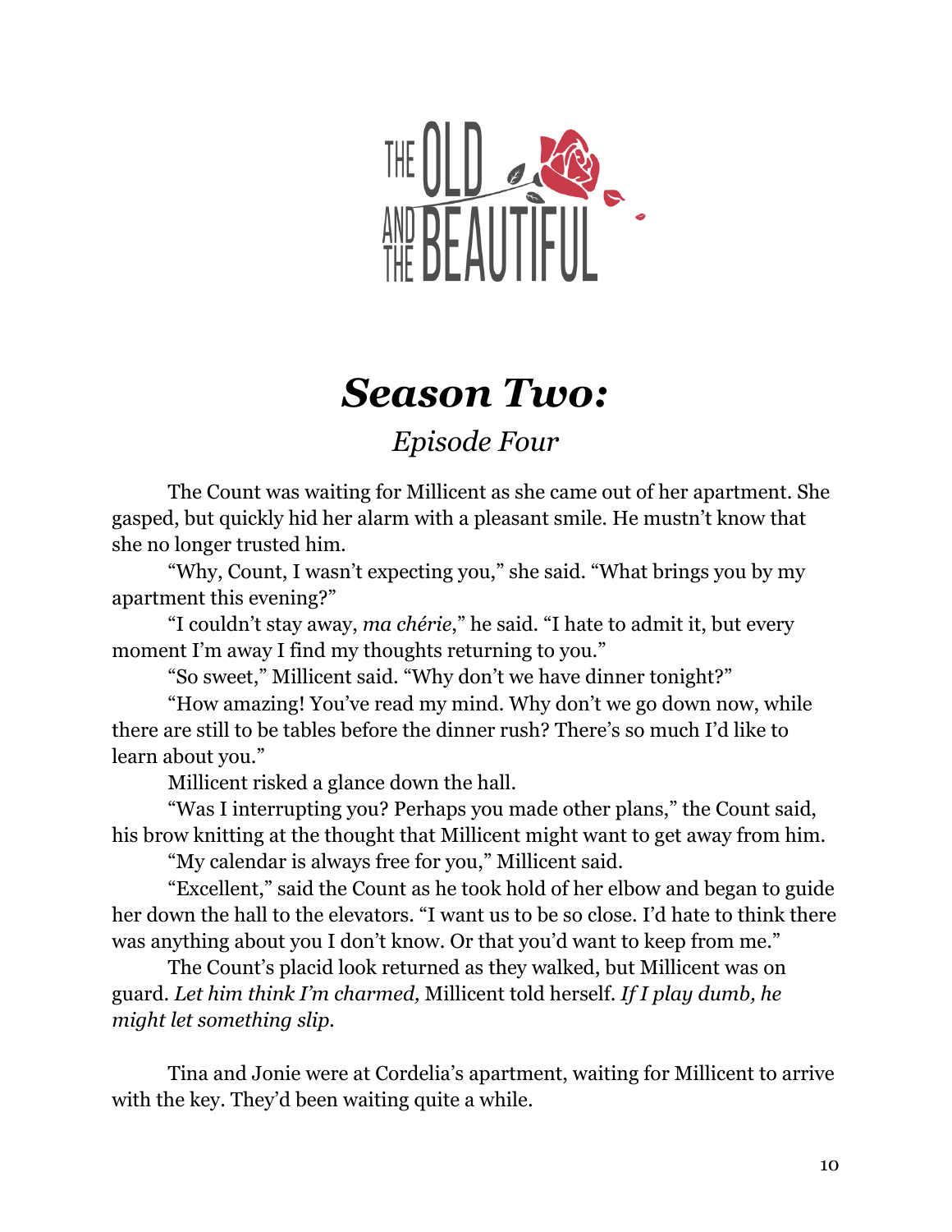THE OLD AND THE BEAUTIFUL

# *Season Two:*

## *Episode Four*

The Count was waiting for Millicent as she came out of her apartment. She gasped, but quickly hid her alarm with a pleasant smile. He mustn't know that she no longer trusted him.

"Why, Count, I wasn't expecting you," she said. "What brings you by my apartment this evening?"

"I couldn't stay away, *ma chérie*," he said. "I hate to admit it, but every moment I'm away I find my thoughts returning to you."

"So sweet," Millicent said. "Why don't we have dinner tonight?"

"How amazing! You've read my mind. Why don't we go down now, while there are still to be tables before the dinner rush? There's so much I'd like to learn about you."

Millicent risked a glance down the hall.

"Was I interrupting you? Perhaps you made other plans," the Count said, his brow knitting at the thought that Millicent might want to get away from him.

"My calendar is always free for you," Millicent said.

"Excellent," said the Count as he took hold of her elbow and began to guide her down the hall to the elevators. "I want us to be so close. I'd hate to think there was anything about you I don't know. Or that you'd want to keep from me."

The Count's placid look returned as they walked, but Millicent was on guard. *Let him think I'm charmed,* Millicent told herself. *If I play dumb, he might let something slip.*

Tina and Jonie were at Cordelia's apartment, waiting for Millicent to arrive with the key. They'd been waiting quite a while.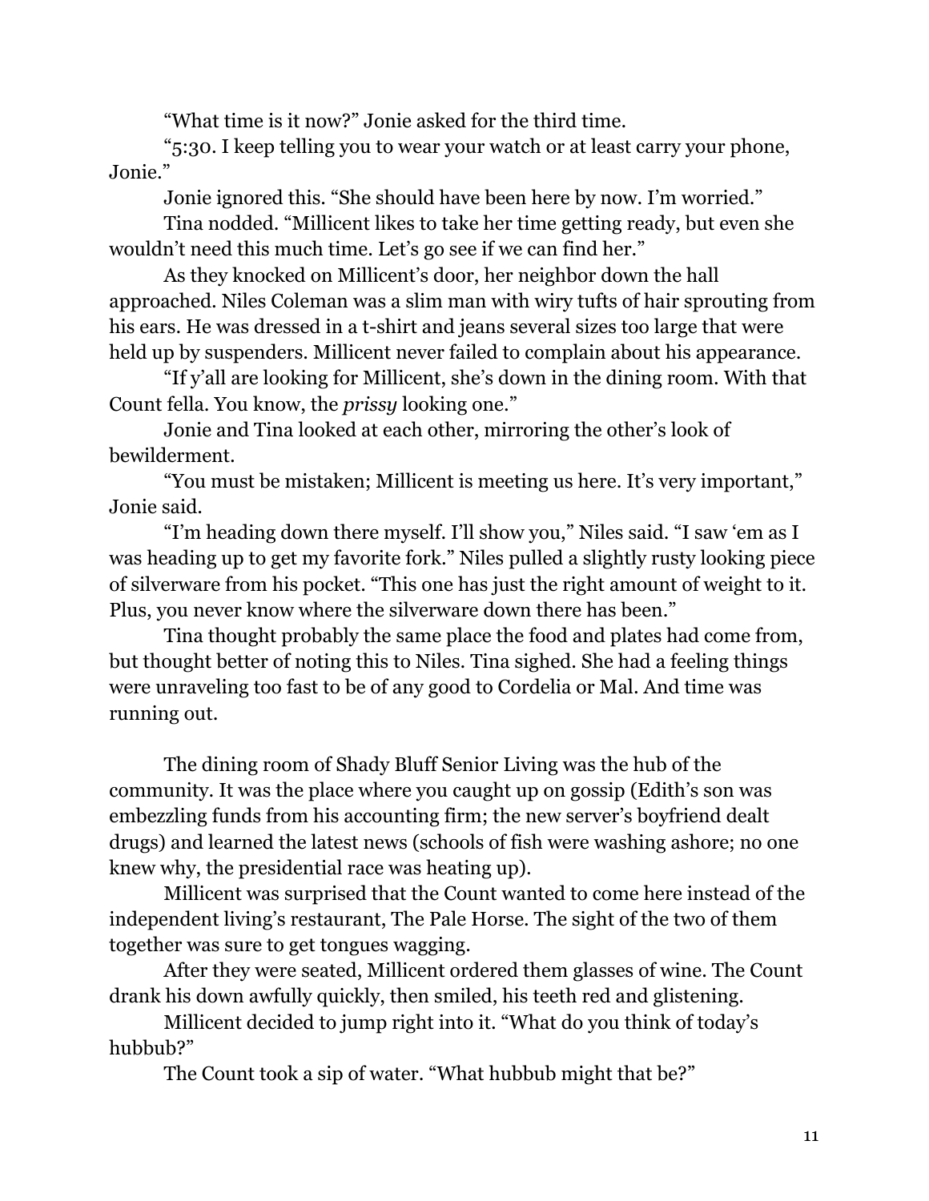"What time is it now?" Jonie asked for the third time.

"5:30. I keep telling you to wear your watch or at least carry your phone, Jonie."

Jonie ignored this. "She should have been here by now. I'm worried."

Tina nodded. "Millicent likes to take her time getting ready, but even she wouldn't need this much time. Let's go see if we can find her."

As they knocked on Millicent's door, her neighbor down the hall approached. Niles Coleman was a slim man with wiry tufts of hair sprouting from his ears. He was dressed in a t-shirt and jeans several sizes too large that were held up by suspenders. Millicent never failed to complain about his appearance.

"If y'all are looking for Millicent, she's down in the dining room. With that Count fella. You know, the *prissy* looking one."

Jonie and Tina looked at each other, mirroring the other's look of bewilderment.

"You must be mistaken; Millicent is meeting us here. It's very important," Jonie said.

"I'm heading down there myself. I'll show you," Niles said. "I saw 'em as I was heading up to get my favorite fork." Niles pulled a slightly rusty looking piece of silverware from his pocket. "This one has just the right amount of weight to it. Plus, you never know where the silverware down there has been."

Tina thought probably the same place the food and plates had come from, but thought better of noting this to Niles. Tina sighed. She had a feeling things were unraveling too fast to be of any good to Cordelia or Mal. And time was running out.

The dining room of Shady Bluff Senior Living was the hub of the community. It was the place where you caught up on gossip (Edith's son was embezzling funds from his accounting firm; the new server's boyfriend dealt drugs) and learned the latest news (schools of fish were washing ashore; no one knew why, the presidential race was heating up).

Millicent was surprised that the Count wanted to come here instead of the independent living's restaurant, The Pale Horse. The sight of the two of them together was sure to get tongues wagging.

After they were seated, Millicent ordered them glasses of wine. The Count drank his down awfully quickly, then smiled, his teeth red and glistening.

Millicent decided to jump right into it. "What do you think of today's hubbub?"

The Count took a sip of water. "What hubbub might that be?"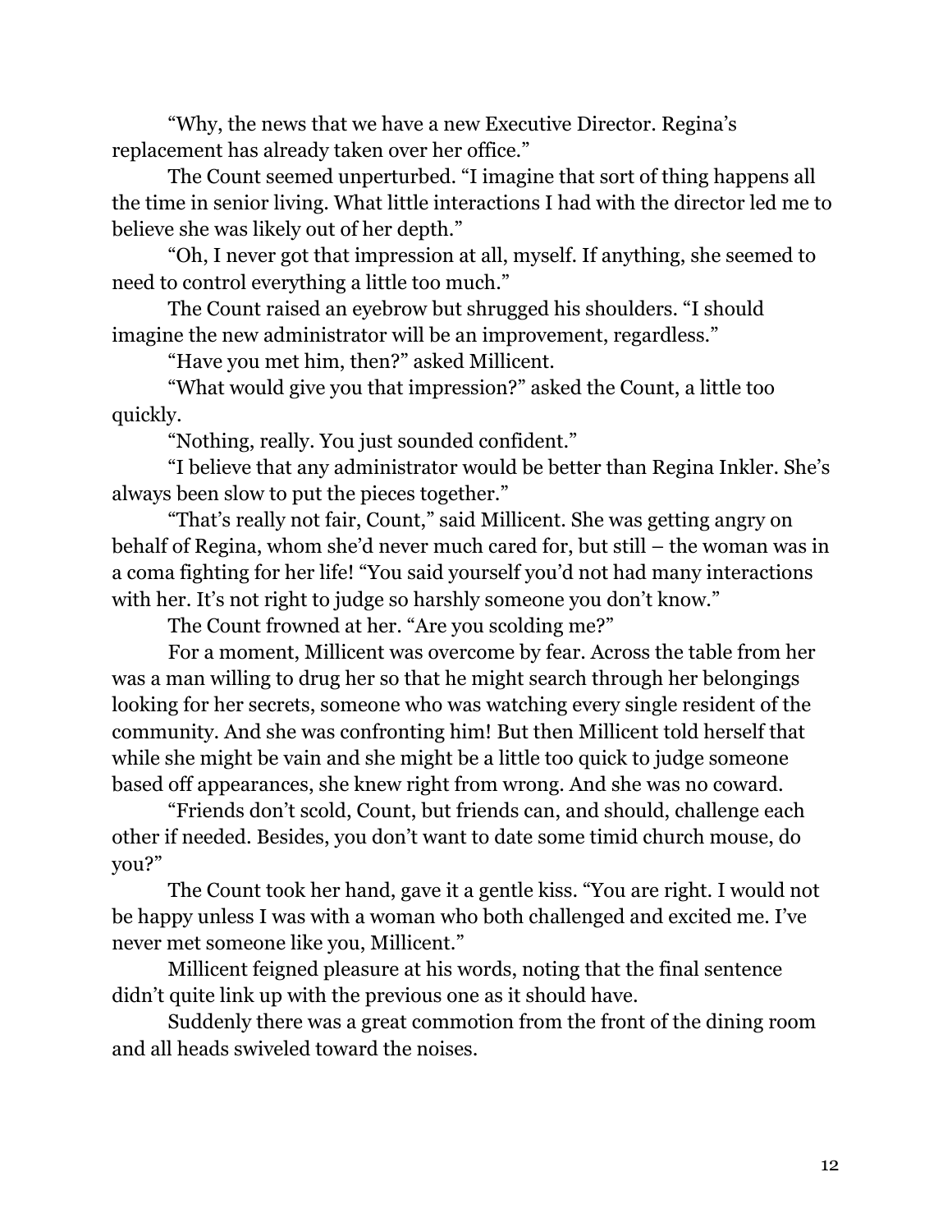"Why, the news that we have a new Executive Director. Regina's replacement has already taken over her office."

The Count seemed unperturbed. "I imagine that sort of thing happens all the time in senior living. What little interactions I had with the director led me to believe she was likely out of her depth."

"Oh, I never got that impression at all, myself. If anything, she seemed to need to control everything a little too much."

The Count raised an eyebrow but shrugged his shoulders. "I should imagine the new administrator will be an improvement, regardless."

"Have you met him, then?" asked Millicent.

"What would give you that impression?" asked the Count, a little too quickly.

"Nothing, really. You just sounded confident."

"I believe that any administrator would be better than Regina Inkler. She's always been slow to put the pieces together."

"That's really not fair, Count," said Millicent. She was getting angry on behalf of Regina, whom she'd never much cared for, but still – the woman was in a coma fighting for her life! "You said yourself you'd not had many interactions with her. It's not right to judge so harshly someone you don't know."

The Count frowned at her. "Are you scolding me?"

For a moment, Millicent was overcome by fear. Across the table from her was a man willing to drug her so that he might search through her belongings looking for her secrets, someone who was watching every single resident of the community. And she was confronting him! But then Millicent told herself that while she might be vain and she might be a little too quick to judge someone based off appearances, she knew right from wrong. And she was no coward.

"Friends don't scold, Count, but friends can, and should, challenge each other if needed. Besides, you don't want to date some timid church mouse, do you?"

The Count took her hand, gave it a gentle kiss. "You are right. I would not be happy unless I was with a woman who both challenged and excited me. I've never met someone like you, Millicent."

Millicent feigned pleasure at his words, noting that the final sentence didn't quite link up with the previous one as it should have.

Suddenly there was a great commotion from the front of the dining room and all heads swiveled toward the noises.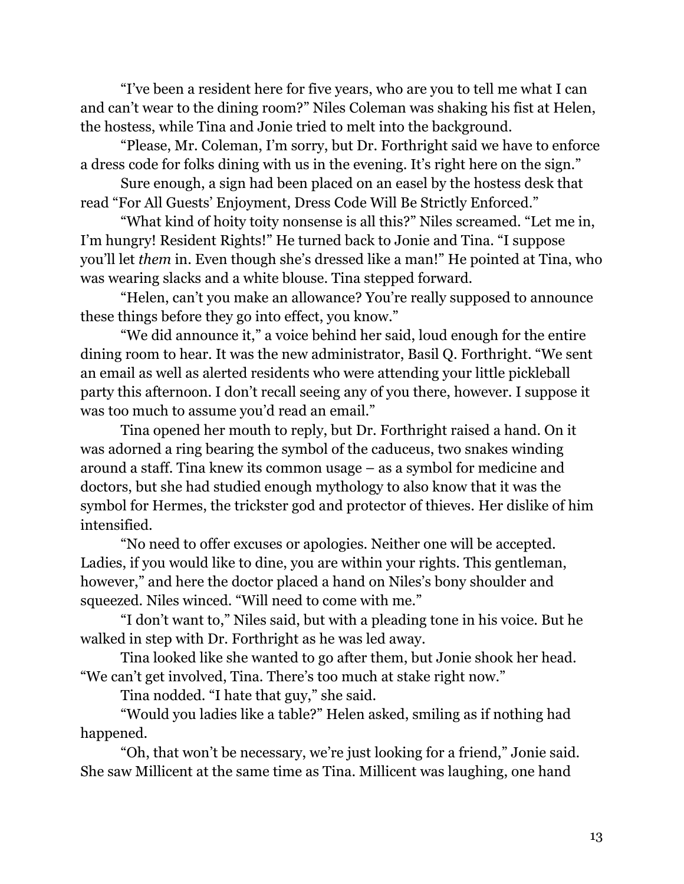"I've been a resident here for five years, who are you to tell me what I can and can't wear to the dining room?" Niles Coleman was shaking his fist at Helen, the hostess, while Tina and Jonie tried to melt into the background.

"Please, Mr. Coleman, I'm sorry, but Dr. Forthright said we have to enforce a dress code for folks dining with us in the evening. It's right here on the sign."

Sure enough, a sign had been placed on an easel by the hostess desk that read "For All Guests' Enjoyment, Dress Code Will Be Strictly Enforced."

"What kind of hoity toity nonsense is all this?" Niles screamed. "Let me in, I'm hungry! Resident Rights!" He turned back to Jonie and Tina. "I suppose you'll let *them* in. Even though she's dressed like a man!" He pointed at Tina, who was wearing slacks and a white blouse. Tina stepped forward.

"Helen, can't you make an allowance? You're really supposed to announce these things before they go into effect, you know."

"We did announce it," a voice behind her said, loud enough for the entire dining room to hear. It was the new administrator, Basil Q. Forthright. "We sent an email as well as alerted residents who were attending your little pickleball party this afternoon. I don't recall seeing any of you there, however. I suppose it was too much to assume you'd read an email."

Tina opened her mouth to reply, but Dr. Forthright raised a hand. On it was adorned a ring bearing the symbol of the caduceus, two snakes winding around a staff. Tina knew its common usage – as a symbol for medicine and doctors, but she had studied enough mythology to also know that it was the symbol for Hermes, the trickster god and protector of thieves. Her dislike of him intensified.

"No need to offer excuses or apologies. Neither one will be accepted. Ladies, if you would like to dine, you are within your rights. This gentleman, however," and here the doctor placed a hand on Niles's bony shoulder and squeezed. Niles winced. "Will need to come with me."

"I don't want to," Niles said, but with a pleading tone in his voice. But he walked in step with Dr. Forthright as he was led away.

Tina looked like she wanted to go after them, but Jonie shook her head. "We can't get involved, Tina. There's too much at stake right now."

Tina nodded. "I hate that guy," she said.

"Would you ladies like a table?" Helen asked, smiling as if nothing had happened.

"Oh, that won't be necessary, we're just looking for a friend," Jonie said. She saw Millicent at the same time as Tina. Millicent was laughing, one hand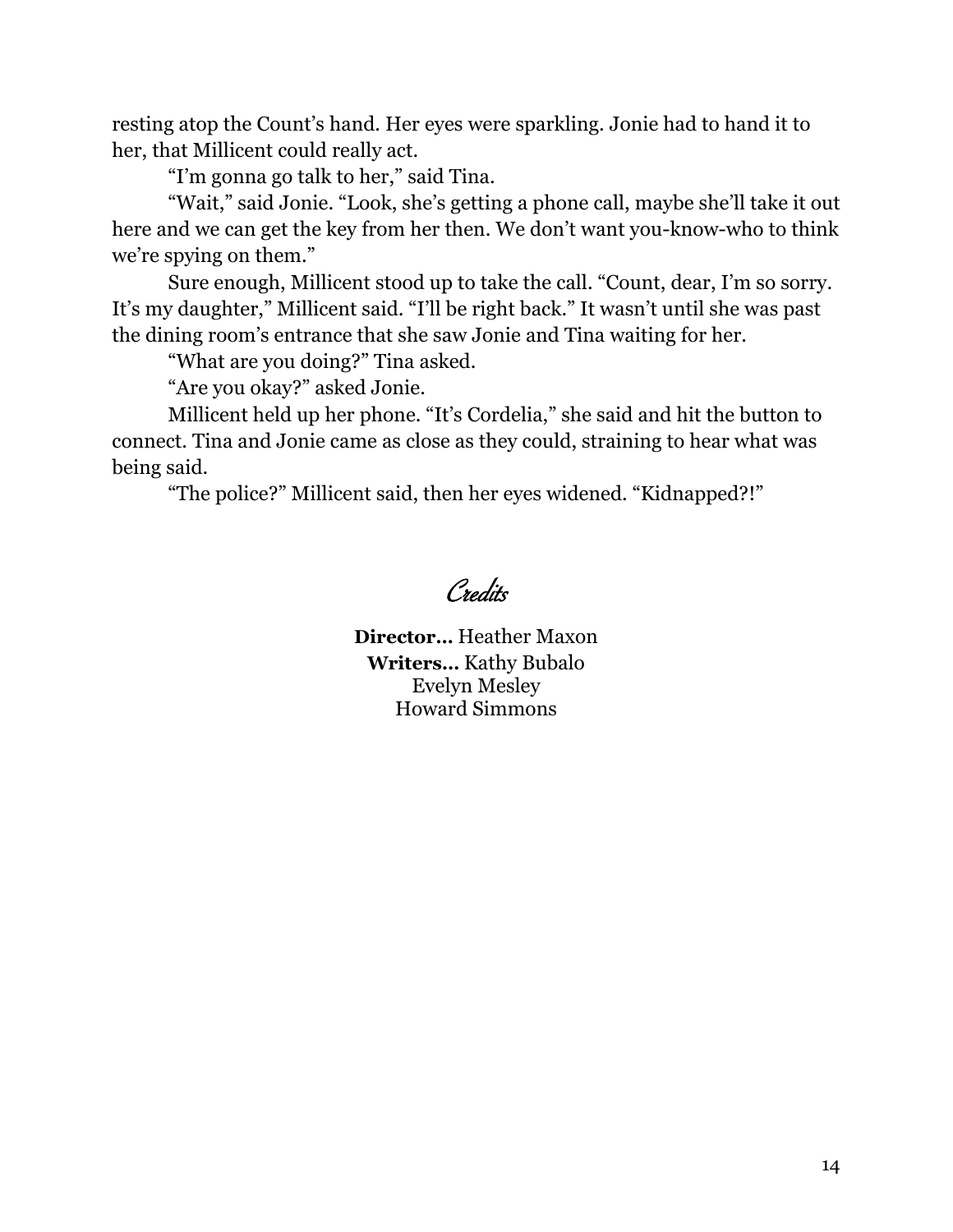resting atop the Count's hand. Her eyes were sparkling. Jonie had to hand it to her, that Millicent could really act.

"I'm gonna go talk to her," said Tina.

"Wait," said Jonie. "Look, she's getting a phone call, maybe she'll take it out here and we can get the key from her then. We don't want you-know-who to think we're spying on them."

Sure enough, Millicent stood up to take the call. "Count, dear, I'm so sorry. It's my daughter," Millicent said. "I'll be right back." It wasn't until she was past the dining room's entrance that she saw Jonie and Tina waiting for her.

"What are you doing?" Tina asked.

"Are you okay?" asked Jonie.

Millicent held up her phone. "It's Cordelia," she said and hit the button to connect. Tina and Jonie came as close as they could, straining to hear what was being said.

"The police?" Millicent said, then her eyes widened. "Kidnapped?!"

## Credits

**Director…** Heather Maxon
**Writers…** Kathy Bubalo
Evelyn Mesley
Howard Simmons